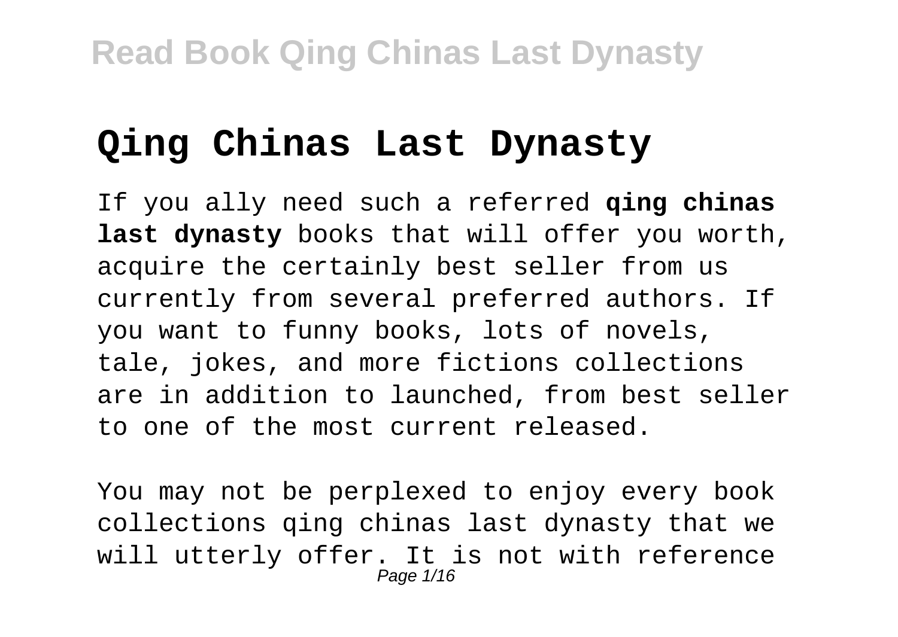# Qing Chinas Last Dynasty

If you ally need such a referred **qing chinas last dynasty** books that will offer you worth, acquire the certainly best seller from us currently from several preferred authors. If you want to funny books, lots of novels, tale, jokes, and more fictions collections are in addition to launched, from best seller to one of the most current released.

You may not be perplexed to enjoy every book collections qing chinas last dynasty that we will utterly offer. It is not with reference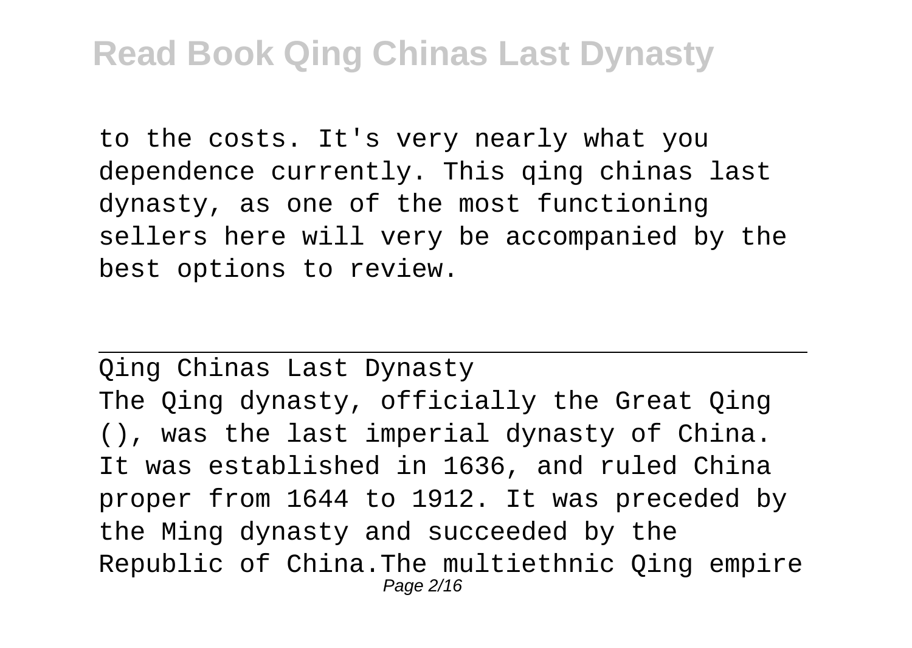to the costs. It's very nearly what you dependence currently. This qing chinas last dynasty, as one of the most functioning sellers here will very be accompanied by the best options to review.

---

## Qing Chinas Last Dynasty

The Qing dynasty, officially the Great Qing (), was the last imperial dynasty of China. It was established in 1636, and ruled China proper from 1644 to 1912. It was preceded by the Ming dynasty and succeeded by the Republic of China.The multiethnic Qing empire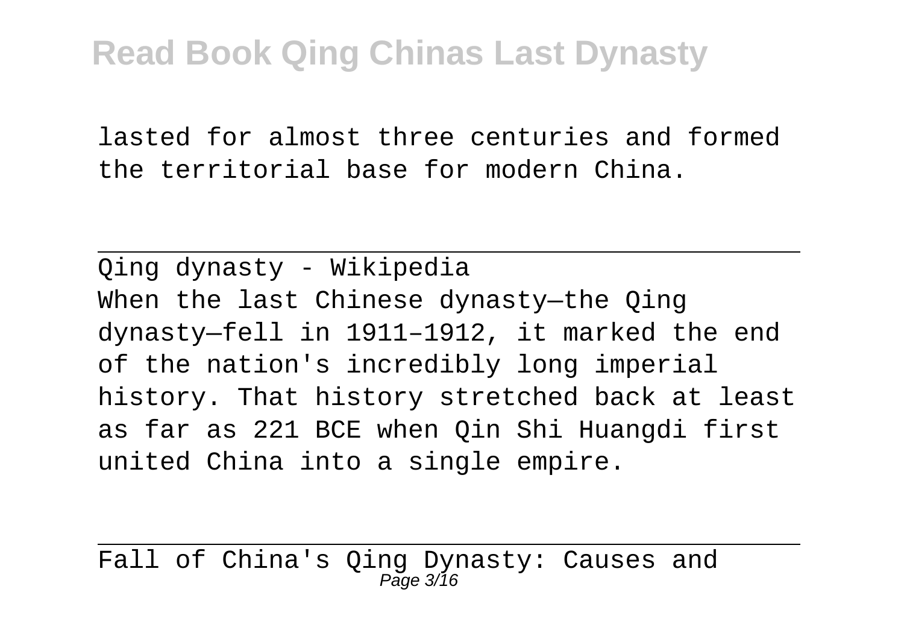lasted for almost three centuries and formed the territorial base for modern China.

Qing dynasty - Wikipedia

When the last Chinese dynasty—the Qing dynasty—fell in 1911–1912, it marked the end of the nation's incredibly long imperial history. That history stretched back at least as far as 221 BCE when Qin Shi Huangdi first united China into a single empire.

Fall of China's Qing Dynasty: Causes and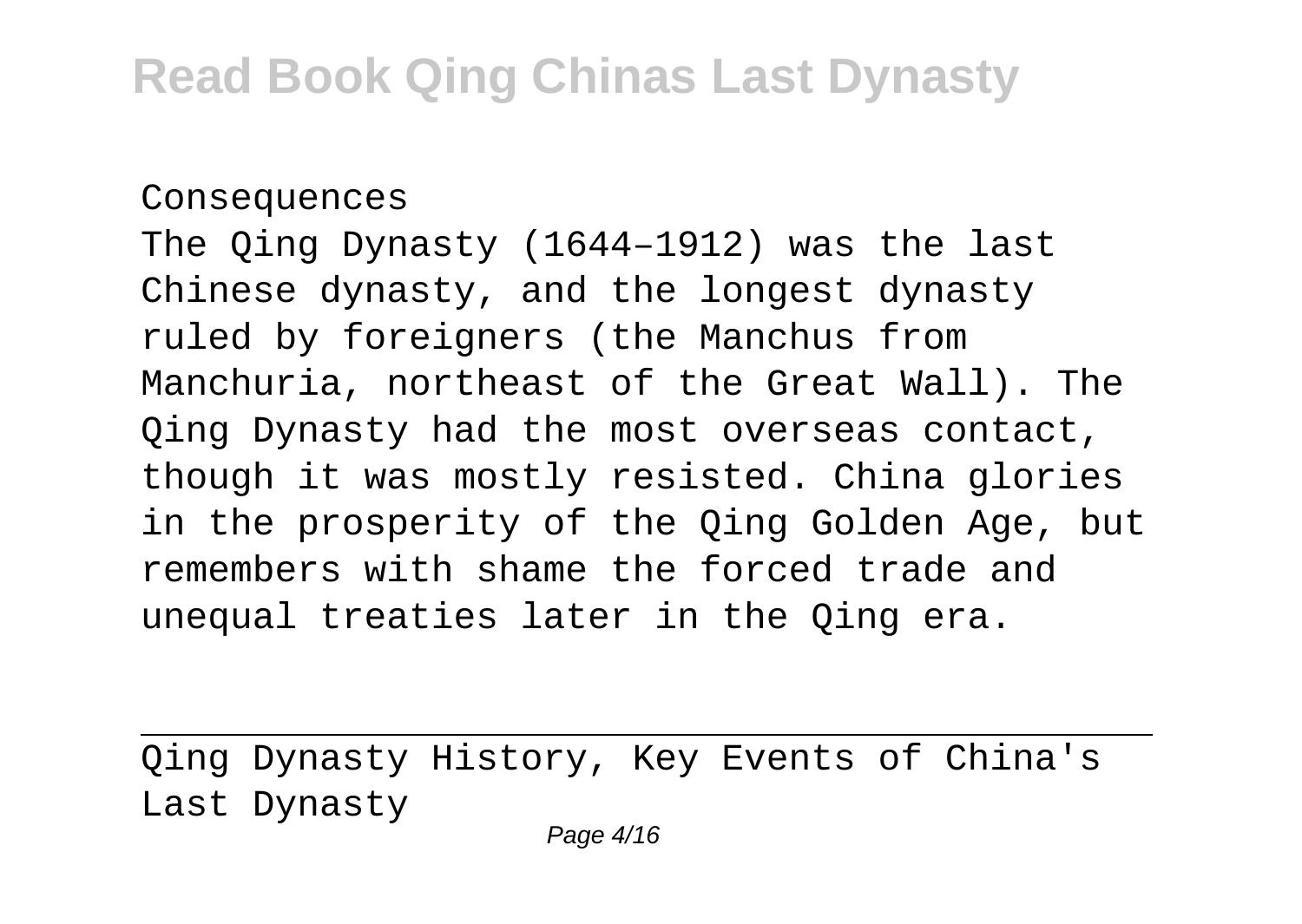Consequences

The Qing Dynasty (1644–1912) was the last Chinese dynasty, and the longest dynasty ruled by foreigners (the Manchus from Manchuria, northeast of the Great Wall). The Qing Dynasty had the most overseas contact, though it was mostly resisted. China glories in the prosperity of the Qing Golden Age, but remembers with shame the forced trade and unequal treaties later in the Qing era.

---

Qing Dynasty History, Key Events of China's Last Dynasty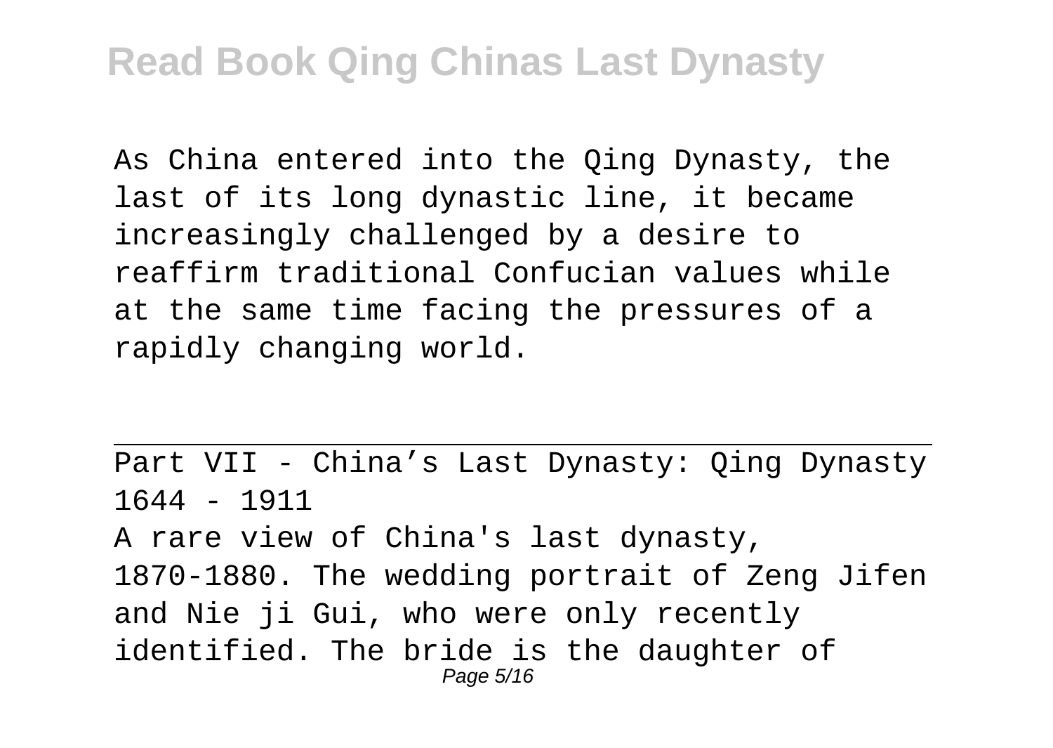As China entered into the Qing Dynasty, the last of its long dynastic line, it became increasingly challenged by a desire to reaffirm traditional Confucian values while at the same time facing the pressures of a rapidly changing world.

Part VII - China's Last Dynasty: Qing Dynasty 1644 - 1911

A rare view of China's last dynasty, 1870-1880. The wedding portrait of Zeng Jifen and Nie ji Gui, who were only recently identified. The bride is the daughter of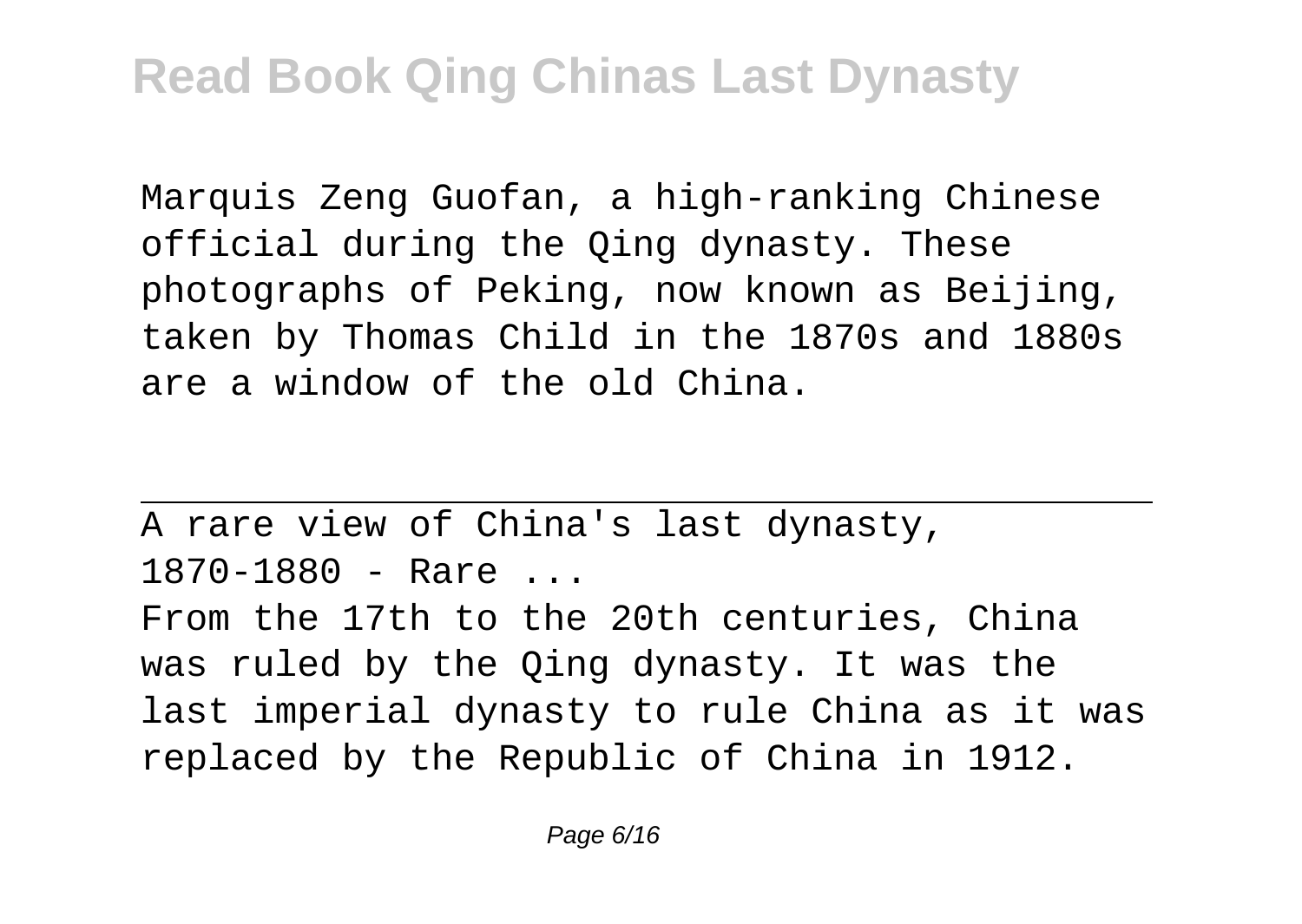Marquis Zeng Guofan, a high-ranking Chinese official during the Qing dynasty. These photographs of Peking, now known as Beijing, taken by Thomas Child in the 1870s and 1880s are a window of the old China.

---

A rare view of China's last dynasty, 1870-1880 - Rare ...

From the 17th to the 20th centuries, China was ruled by the Qing dynasty. It was the last imperial dynasty to rule China as it was replaced by the Republic of China in 1912.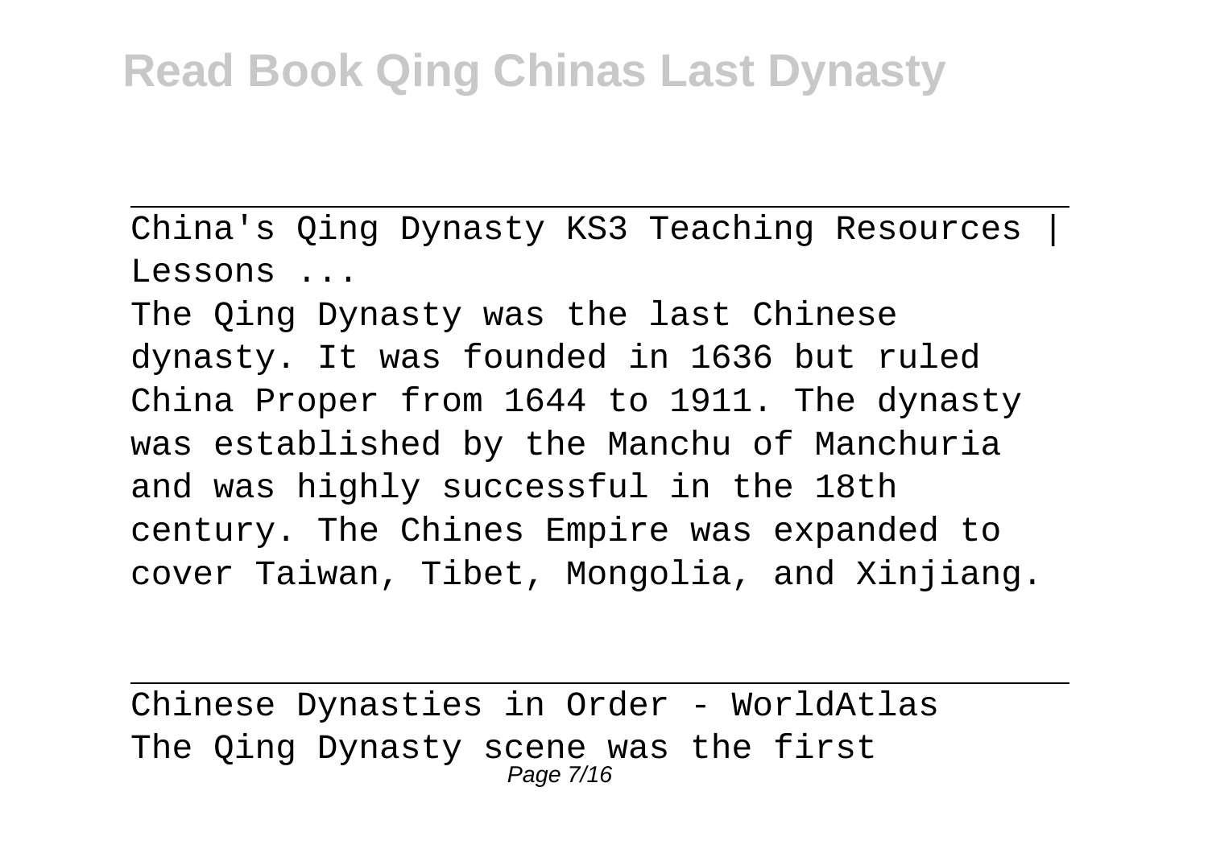China's Qing Dynasty KS3 Teaching Resources | Lessons ...

The Qing Dynasty was the last Chinese dynasty. It was founded in 1636 but ruled China Proper from 1644 to 1911. The dynasty was established by the Manchu of Manchuria and was highly successful in the 18th century. The Chines Empire was expanded to cover Taiwan, Tibet, Mongolia, and Xinjiang.

Chinese Dynasties in Order - WorldAtlas

The Qing Dynasty scene was the first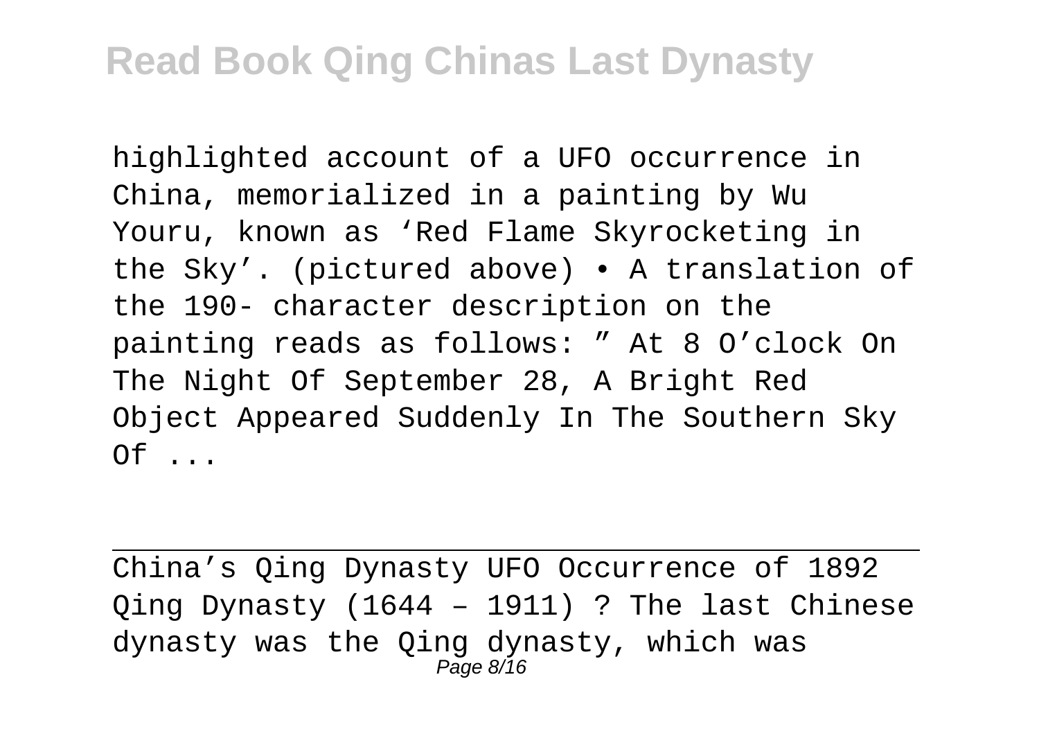highlighted account of a UFO occurrence in China, memorialized in a painting by Wu Youru, known as 'Red Flame Skyrocketing in the Sky'. (pictured above) • A translation of the 190- character description on the painting reads as follows: " At 8 O'clock On The Night Of September 28, A Bright Red Object Appeared Suddenly In The Southern Sky Of ...

China's Qing Dynasty UFO Occurrence of 1892

Qing Dynasty (1644 – 1911) ? The last Chinese dynasty was the Qing dynasty, which was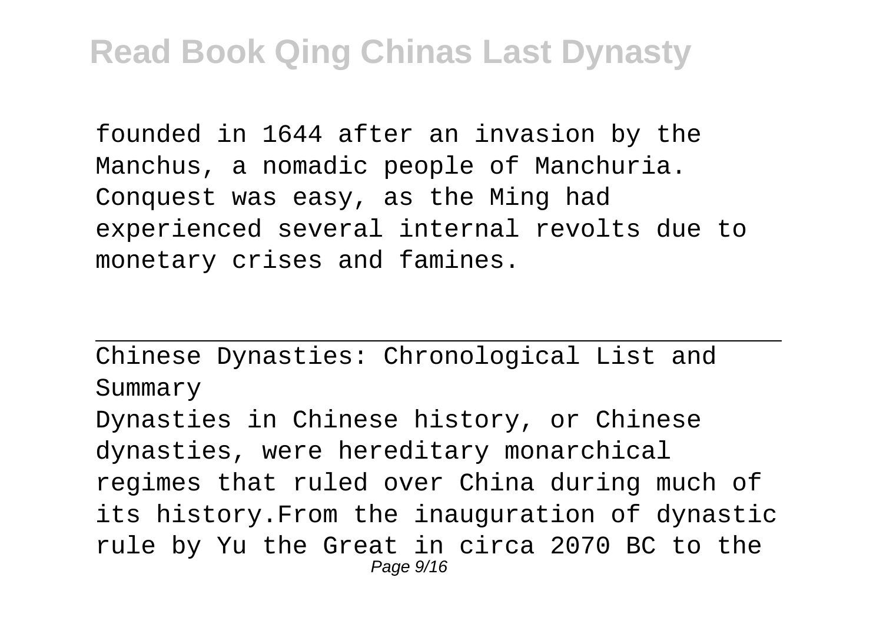founded in 1644 after an invasion by the Manchus, a nomadic people of Manchuria. Conquest was easy, as the Ming had experienced several internal revolts due to monetary crises and famines.

## Chinese Dynasties: Chronological List and Summary

Dynasties in Chinese history, or Chinese dynasties, were hereditary monarchical regimes that ruled over China during much of its history.From the inauguration of dynastic rule by Yu the Great in circa 2070 BC to the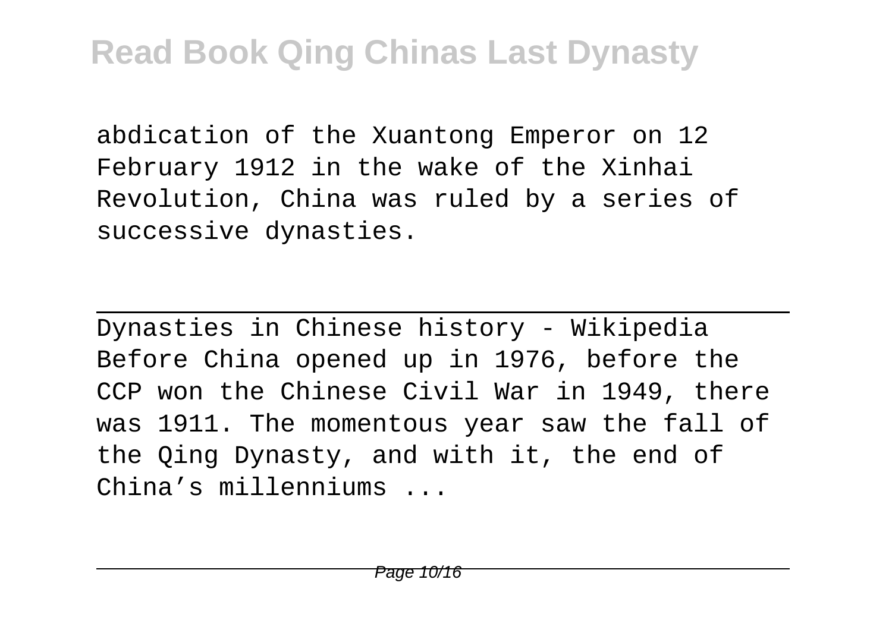abdication of the Xuantong Emperor on 12 February 1912 in the wake of the Xinhai Revolution, China was ruled by a series of successive dynasties.

---

Dynasties in Chinese history - Wikipedia
Before China opened up in 1976, before the CCP won the Chinese Civil War in 1949, there was 1911. The momentous year saw the fall of the Qing Dynasty, and with it, the end of China's millenniums ...

---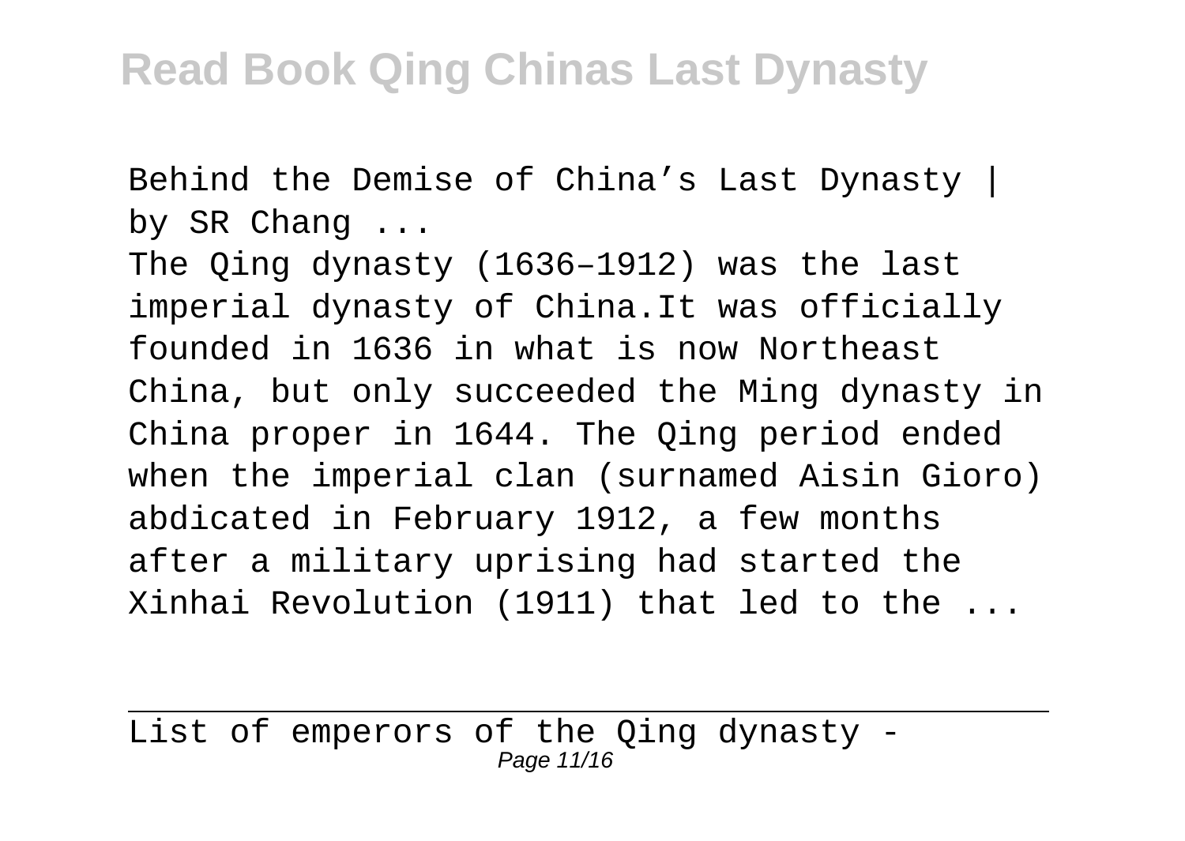Behind the Demise of China’s Last Dynasty | by SR Chang ...

The Qing dynasty (1636–1912) was the last imperial dynasty of China.It was officially founded in 1636 in what is now Northeast China, but only succeeded the Ming dynasty in China proper in 1644. The Qing period ended when the imperial clan (surnamed Aisin Gioro) abdicated in February 1912, a few months after a military uprising had started the Xinhai Revolution (1911) that led to the ...

List of emperors of the Qing dynasty -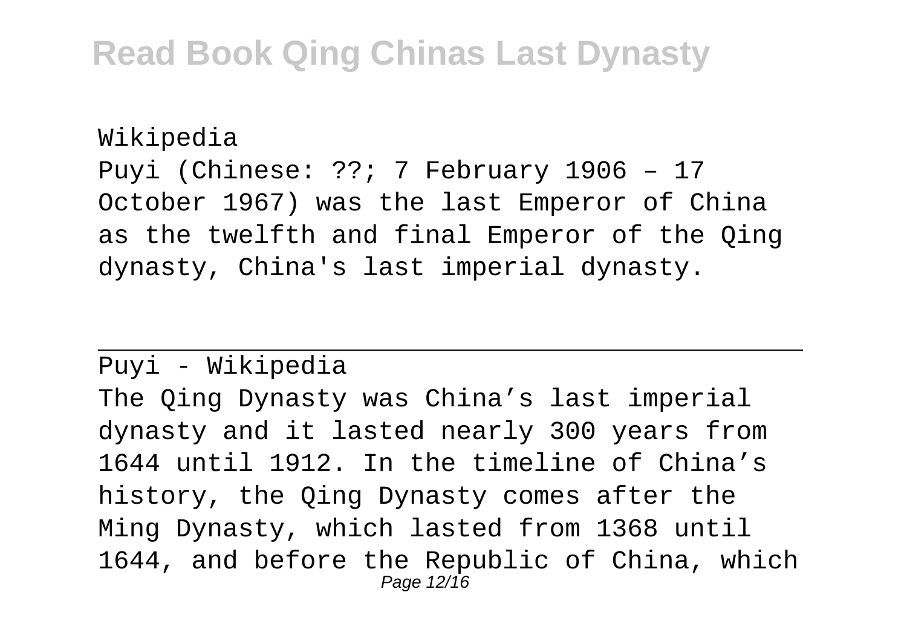Wikipedia

Puyi (Chinese: ??; 7 February 1906 – 17 October 1967) was the last Emperor of China as the twelfth and final Emperor of the Qing dynasty, China's last imperial dynasty.

---

Puyi - Wikipedia

The Qing Dynasty was China's last imperial dynasty and it lasted nearly 300 years from 1644 until 1912. In the timeline of China's history, the Qing Dynasty comes after the Ming Dynasty, which lasted from 1368 until 1644, and before the Republic of China, which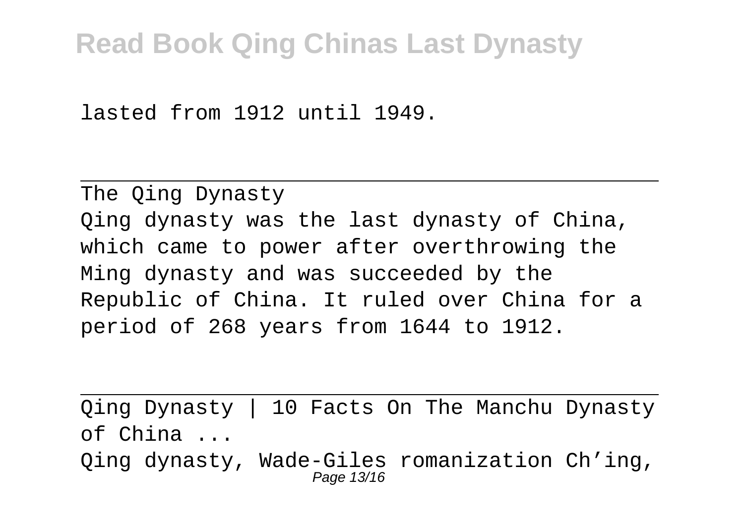lasted from 1912 until 1949.

---

The Qing Dynasty

Qing dynasty was the last dynasty of China, which came to power after overthrowing the Ming dynasty and was succeeded by the Republic of China. It ruled over China for a period of 268 years from 1644 to 1912.

---

Qing Dynasty | 10 Facts On The Manchu Dynasty of China ...

Qing dynasty, Wade-Giles romanization Ch’ing,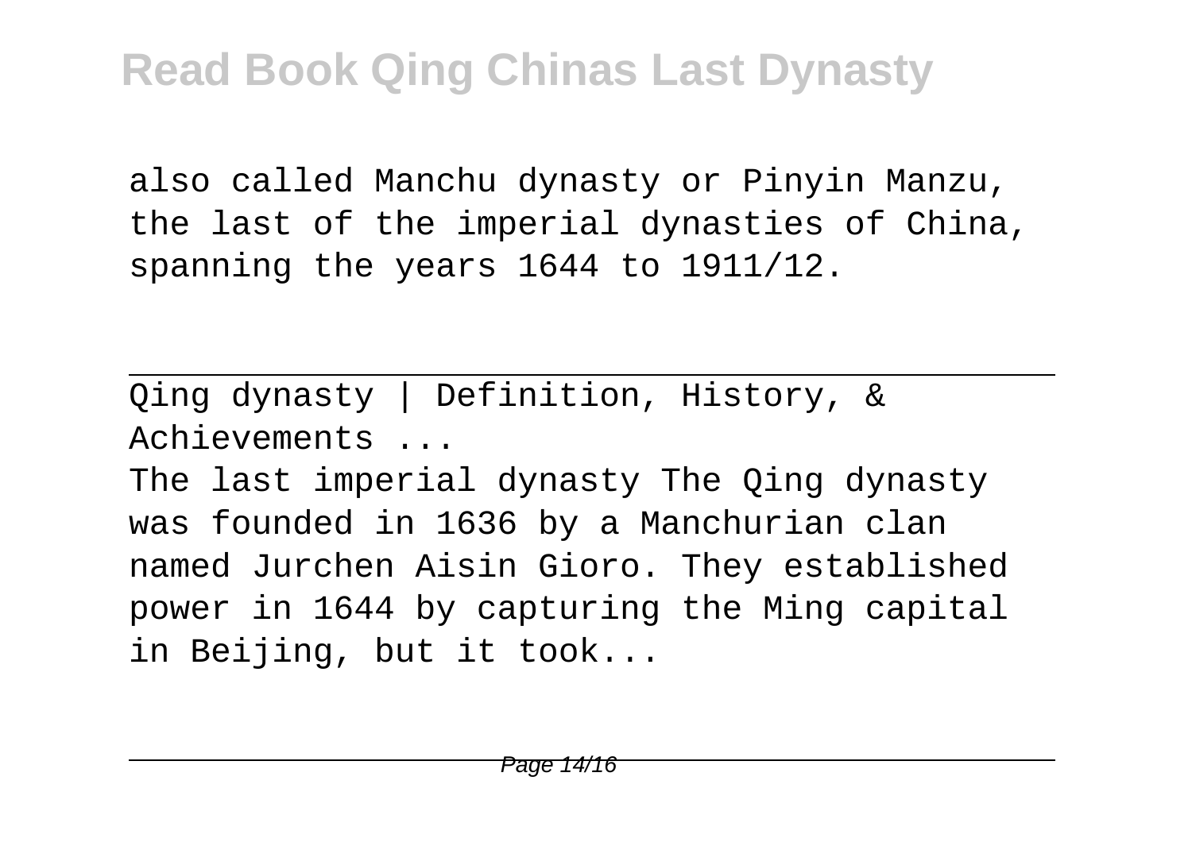also called Manchu dynasty or Pinyin Manzu, the last of the imperial dynasties of China, spanning the years 1644 to 1911/12.

---

Qing dynasty | Definition, History, & Achievements ...

The last imperial dynasty The Qing dynasty was founded in 1636 by a Manchurian clan named Jurchen Aisin Gioro. They established power in 1644 by capturing the Ming capital in Beijing, but it took...

---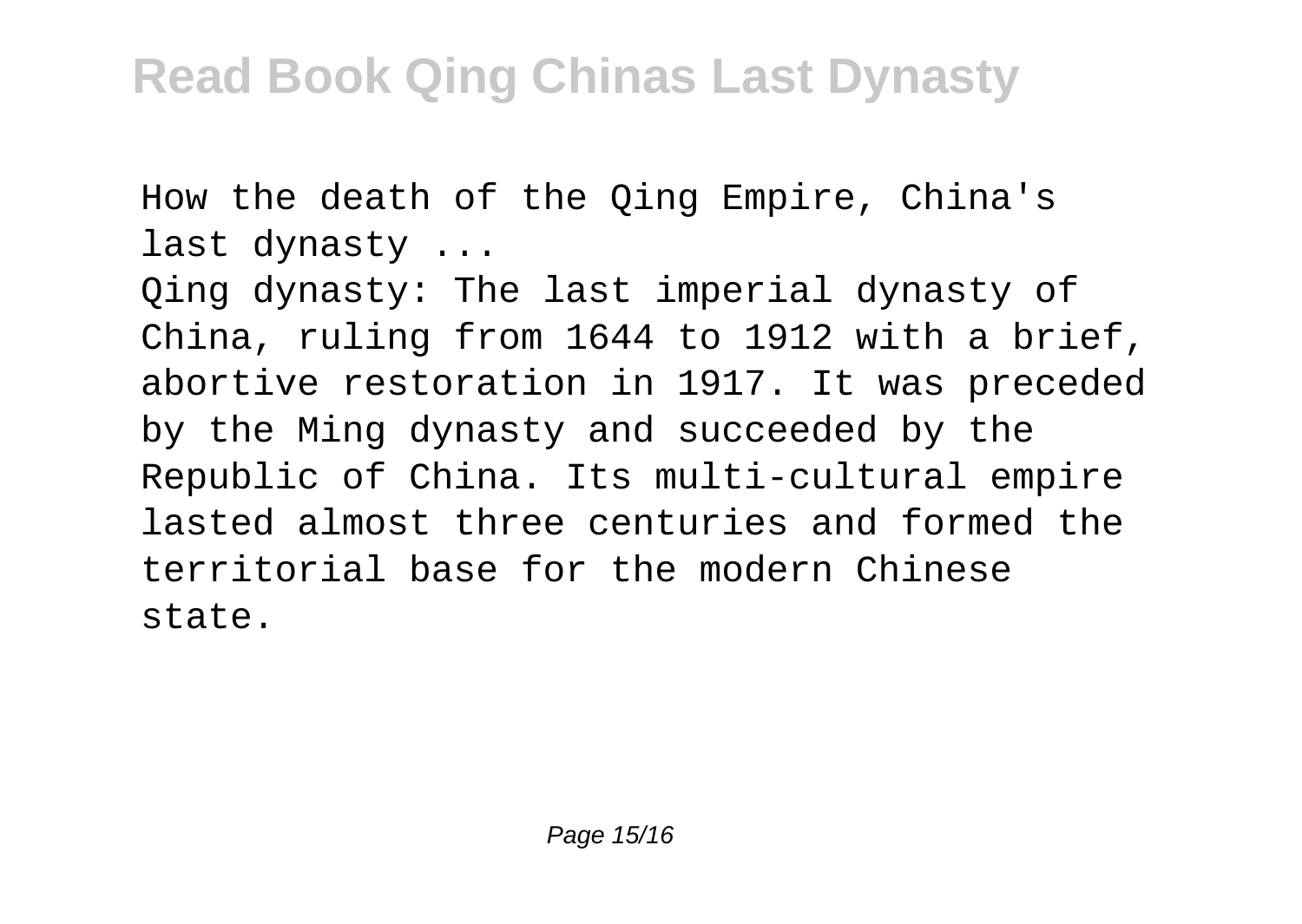How the death of the Qing Empire, China's last dynasty ...

Qing dynasty: The last imperial dynasty of China, ruling from 1644 to 1912 with a brief, abortive restoration in 1917. It was preceded by the Ming dynasty and succeeded by the Republic of China. Its multi-cultural empire lasted almost three centuries and formed the territorial base for the modern Chinese state.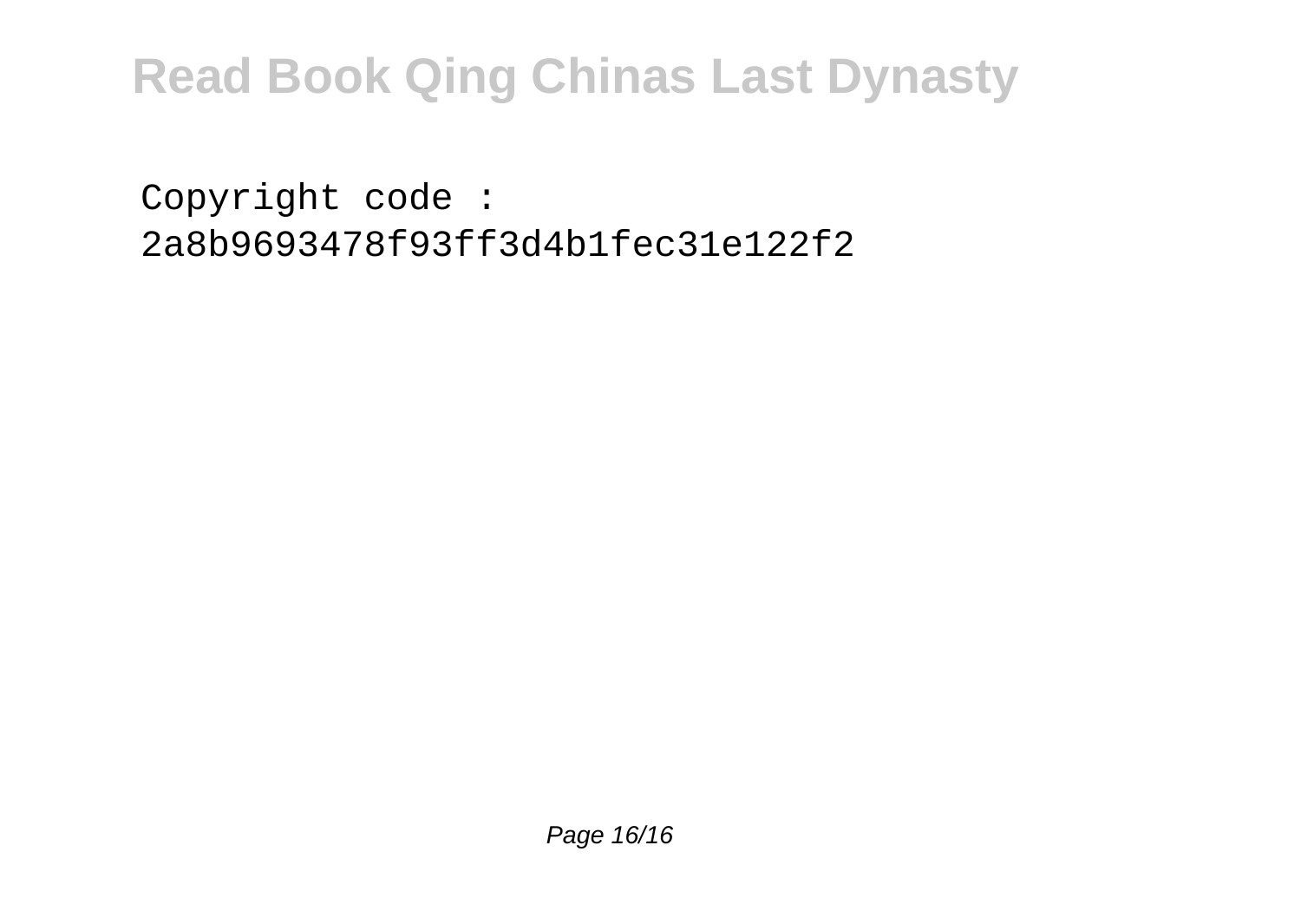Copyright code : 2a8b9693478f93ff3d4b1fec31e122f2